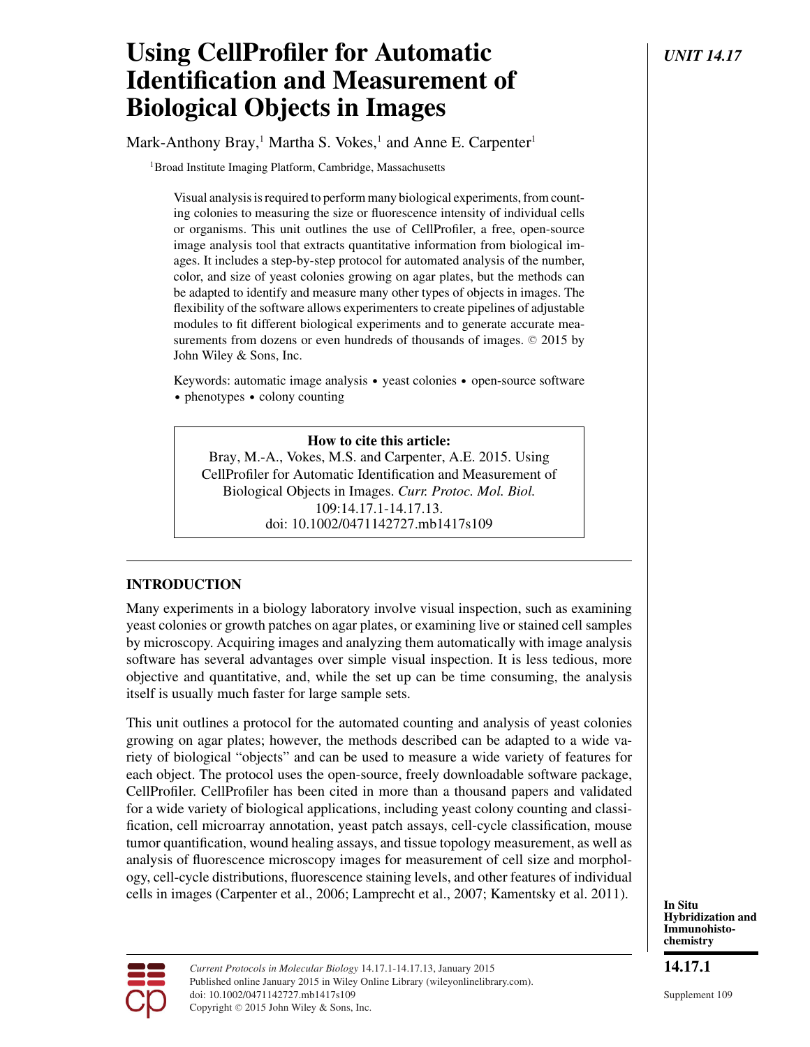# Using CellProfiler for Automatic Identification and Measurement of Biological Objects in Images

*UNIT 14.17*

Mark-Anthony Bray,[1] Martha S. Vokes,[1] and Anne E. Carpenter[1]

[1]Broad Institute Imaging Platform, Cambridge, Massachusetts

Visual analysis is required to perform many biological experiments, from counting colonies to measuring the size or fluorescence intensity of individual cells or organisms. This unit outlines the use of CellProfiler, a free, open-source image analysis tool that extracts quantitative information from biological images. It includes a step-by-step protocol for automated analysis of the number, color, and size of yeast colonies growing on agar plates, but the methods can be adapted to identify and measure many other types of objects in images. The flexibility of the software allows experimenters to create pipelines of adjustable modules to fit different biological experiments and to generate accurate measurements from dozens or even hundreds of thousands of images. © 2015 by John Wiley & Sons, Inc.

Keywords: automatic image analysis • yeast colonies • open-source software • phenotypes • colony counting

**How to cite this article:**
Bray, M.-A., Vokes, M.S. and Carpenter, A.E. 2015. Using CellProfiler for Automatic Identification and Measurement of Biological Objects in Images. *Curr. Protoc. Mol. Biol.* 109:14.17.1-14.17.13.
doi: 10.1002/0471142727.mb1417s109

## INTRODUCTION

Many experiments in a biology laboratory involve visual inspection, such as examining yeast colonies or growth patches on agar plates, or examining live or stained cell samples by microscopy. Acquiring images and analyzing them automatically with image analysis software has several advantages over simple visual inspection. It is less tedious, more objective and quantitative, and, while the set up can be time consuming, the analysis itself is usually much faster for large sample sets.

This unit outlines a protocol for the automated counting and analysis of yeast colonies growing on agar plates; however, the methods described can be adapted to a wide variety of biological "objects" and can be used to measure a wide variety of features for each object. The protocol uses the open-source, freely downloadable software package, CellProfiler. CellProfiler has been cited in more than a thousand papers and validated for a wide variety of biological applications, including yeast colony counting and classification, cell microarray annotation, yeast patch assays, cell-cycle classification, mouse tumor quantification, wound healing assays, and tissue topology measurement, as well as analysis of fluorescence microscopy images for measurement of cell size and morphology, cell-cycle distributions, fluorescence staining levels, and other features of individual cells in images (Carpenter et al., 2006; Lamprecht et al., 2007; Kamentsky et al. 2011).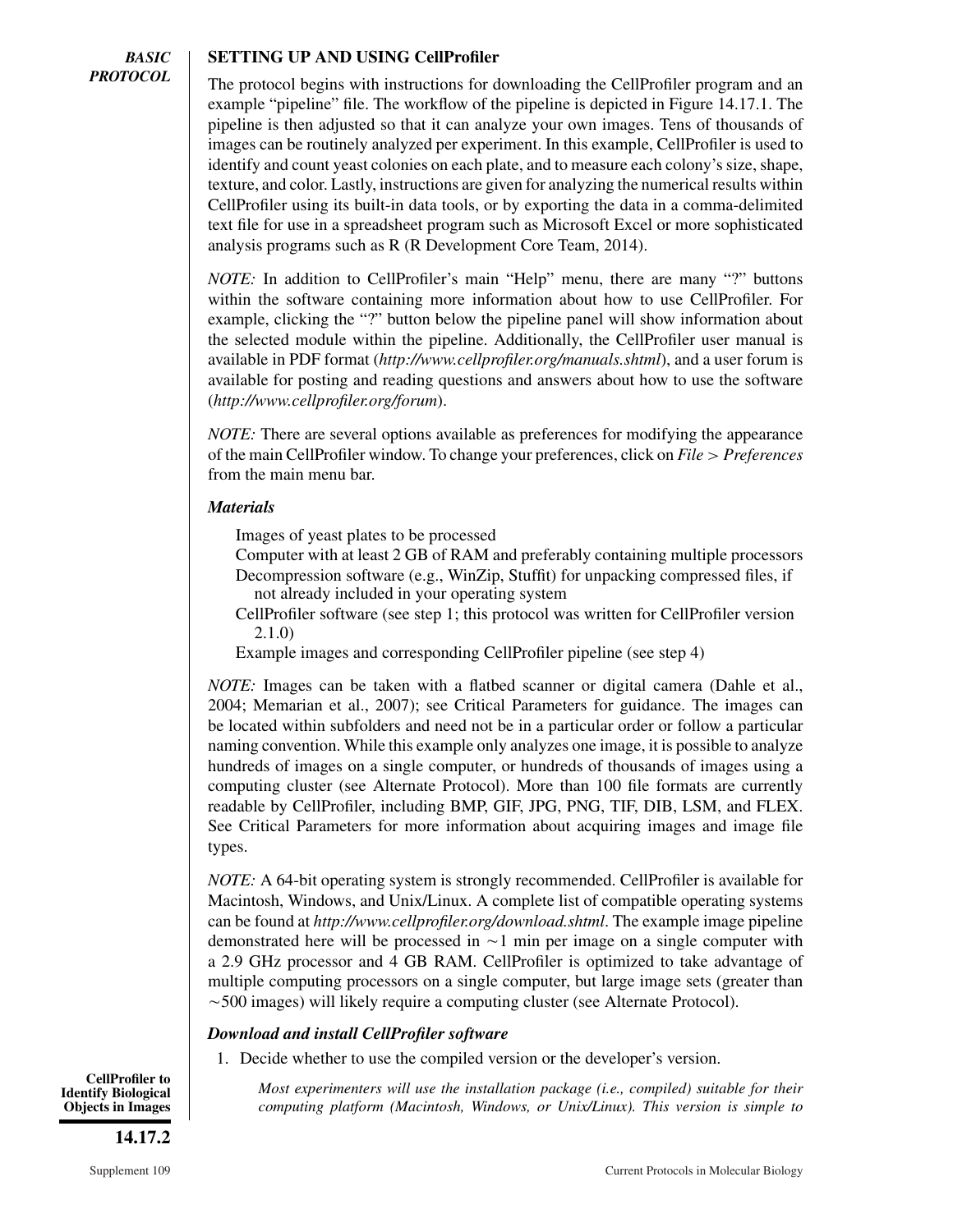## BASIC PROTOCOL

### SETTING UP AND USING CellProfiler

The protocol begins with instructions for downloading the CellProfiler program and an example "pipeline" file. The workflow of the pipeline is depicted in Figure 14.17.1. The pipeline is then adjusted so that it can analyze your own images. Tens of thousands of images can be routinely analyzed per experiment. In this example, CellProfiler is used to identify and count yeast colonies on each plate, and to measure each colony's size, shape, texture, and color. Lastly, instructions are given for analyzing the numerical results within CellProfiler using its built-in data tools, or by exporting the data in a comma-delimited text file for use in a spreadsheet program such as Microsoft Excel or more sophisticated analysis programs such as R (R Development Core Team, 2014).

*NOTE:* In addition to CellProfiler's main "Help" menu, there are many "?" buttons within the software containing more information about how to use CellProfiler. For example, clicking the "?" button below the pipeline panel will show information about the selected module within the pipeline. Additionally, the CellProfiler user manual is available in PDF format (*http://www.cellprofiler.org/manuals.shtml*), and a user forum is available for posting and reading questions and answers about how to use the software (*http://www.cellprofiler.org/forum*).

*NOTE:* There are several options available as preferences for modifying the appearance of the main CellProfiler window. To change your preferences, click on *File > Preferences* from the main menu bar.

#### *Materials*

Images of yeast plates to be processed

Computer with at least 2 GB of RAM and preferably containing multiple processors

Decompression software (e.g., WinZip, Stuffit) for unpacking compressed files, if not already included in your operating system

CellProfiler software (see step 1; this protocol was written for CellProfiler version 2.1.0)

Example images and corresponding CellProfiler pipeline (see step 4)

*NOTE:* Images can be taken with a flatbed scanner or digital camera (Dahle et al., 2004; Memarian et al., 2007); see Critical Parameters for guidance. The images can be located within subfolders and need not be in a particular order or follow a particular naming convention. While this example only analyzes one image, it is possible to analyze hundreds of images on a single computer, or hundreds of thousands of images using a computing cluster (see Alternate Protocol). More than 100 file formats are currently readable by CellProfiler, including BMP, GIF, JPG, PNG, TIF, DIB, LSM, and FLEX. See Critical Parameters for more information about acquiring images and image file types.

*NOTE:* A 64-bit operating system is strongly recommended. CellProfiler is available for Macintosh, Windows, and Unix/Linux. A complete list of compatible operating systems can be found at *http://www.cellprofiler.org/download.shtml*. The example image pipeline demonstrated here will be processed in ~1 min per image on a single computer with a 2.9 GHz processor and 4 GB RAM. CellProfiler is optimized to take advantage of multiple computing processors on a single computer, but large image sets (greater than ~500 images) will likely require a computing cluster (see Alternate Protocol).

#### *Download and install CellProfiler software*

1. Decide whether to use the compiled version or the developer's version.

   *Most experimenters will use the installation package (i.e., compiled) suitable for their computing platform (Macintosh, Windows, or Unix/Linux). This version is simple to*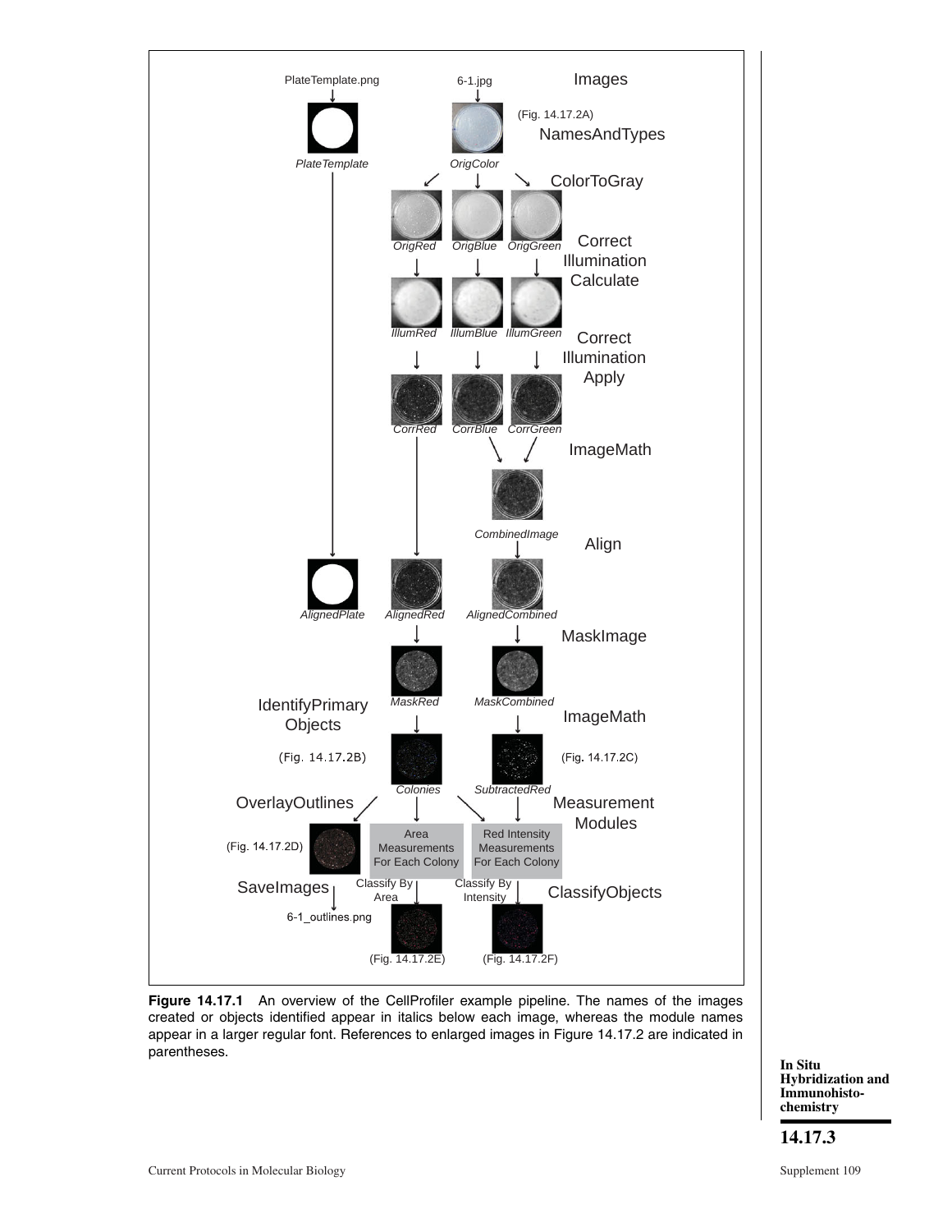**Figure 14.17.1** An overview of the CellProfiler example pipeline. The names of the images created or objects identified appear in italics below each image, whereas the module names appear in a larger regular font. References to enlarged images in Figure 14.17.2 are indicated in parentheses.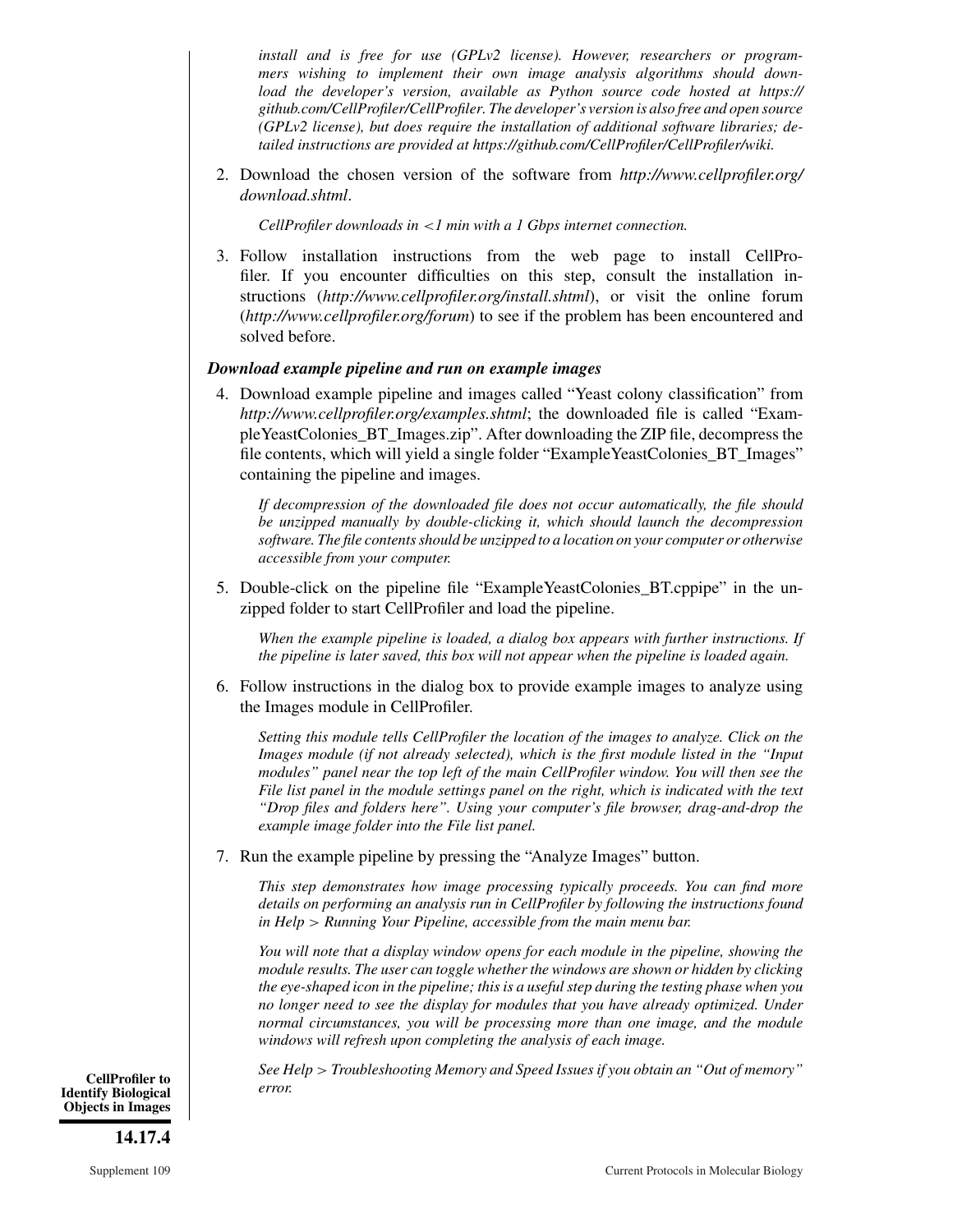*install and is free for use (GPLv2 license). However, researchers or programmers wishing to implement their own image analysis algorithms should download the developer's version, available as Python source code hosted at https://github.com/CellProfiler/CellProfiler. The developer's version is also free and open source (GPLv2 license), but does require the installation of additional software libraries; detailed instructions are provided at https://github.com/CellProfiler/CellProfiler/wiki.*

2. Download the chosen version of the software from *http://www.cellprofiler.org/download.shtml*.

   *CellProfiler downloads in <1 min with a 1 Gbps internet connection.*

3. Follow installation instructions from the web page to install CellProfiler. If you encounter difficulties on this step, consult the installation instructions (*http://www.cellprofiler.org/install.shtml*), or visit the online forum (*http://www.cellprofiler.org/forum*) to see if the problem has been encountered and solved before.

***Download example pipeline and run on example images***

4. Download example pipeline and images called "Yeast colony classification" from *http://www.cellprofiler.org/examples.shtml*; the downloaded file is called "ExampleYeastColonies_BT_Images.zip". After downloading the ZIP file, decompress the file contents, which will yield a single folder "ExampleYeastColonies_BT_Images" containing the pipeline and images.

   *If decompression of the downloaded file does not occur automatically, the file should be unzipped manually by double-clicking it, which should launch the decompression software. The file contents should be unzipped to a location on your computer or otherwise accessible from your computer.*

5. Double-click on the pipeline file "ExampleYeastColonies_BT.cppipe" in the unzipped folder to start CellProfiler and load the pipeline.

   *When the example pipeline is loaded, a dialog box appears with further instructions. If the pipeline is later saved, this box will not appear when the pipeline is loaded again.*

6. Follow instructions in the dialog box to provide example images to analyze using the Images module in CellProfiler.

   *Setting this module tells CellProfiler the location of the images to analyze. Click on the Images module (if not already selected), which is the first module listed in the "Input modules" panel near the top left of the main CellProfiler window. You will then see the File list panel in the module settings panel on the right, which is indicated with the text "Drop files and folders here". Using your computer's file browser, drag-and-drop the example image folder into the File list panel.*

7. Run the example pipeline by pressing the "Analyze Images" button.

   *This step demonstrates how image processing typically proceeds. You can find more details on performing an analysis run in CellProfiler by following the instructions found in Help > Running Your Pipeline, accessible from the main menu bar.*

   *You will note that a display window opens for each module in the pipeline, showing the module results. The user can toggle whether the windows are shown or hidden by clicking the eye-shaped icon in the pipeline; this is a useful step during the testing phase when you no longer need to see the display for modules that you have already optimized. Under normal circumstances, you will be processing more than one image, and the module windows will refresh upon completing the analysis of each image.*

   *See Help > Troubleshooting Memory and Speed Issues if you obtain an "Out of memory" error.*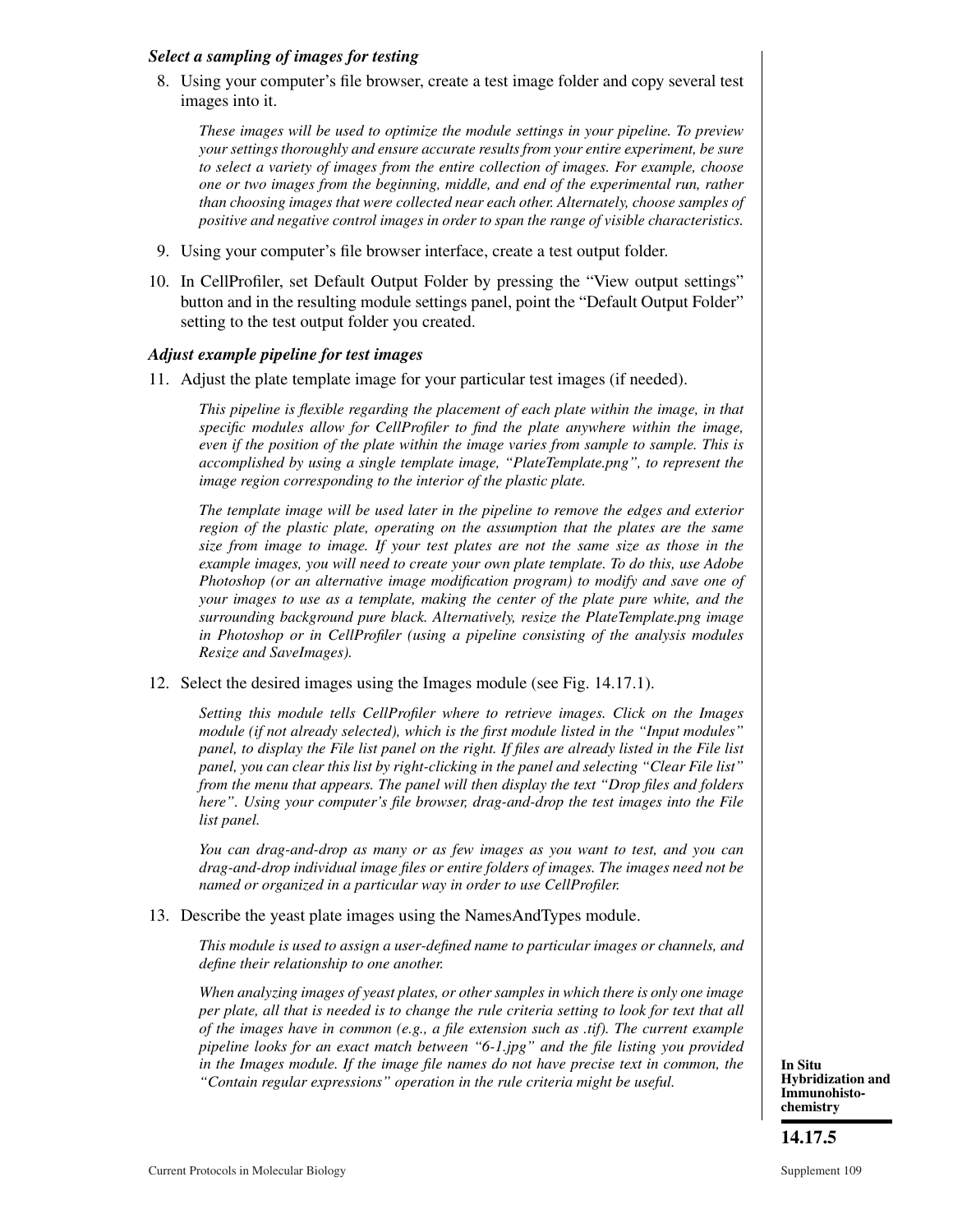### *Select a sampling of images for testing*

8. Using your computer's file browser, create a test image folder and copy several test images into it.

   *These images will be used to optimize the module settings in your pipeline. To preview your settings thoroughly and ensure accurate results from your entire experiment, be sure to select a variety of images from the entire collection of images. For example, choose one or two images from the beginning, middle, and end of the experimental run, rather than choosing images that were collected near each other. Alternately, choose samples of positive and negative control images in order to span the range of visible characteristics.*

9. Using your computer's file browser interface, create a test output folder.

10. In CellProfiler, set Default Output Folder by pressing the "View output settings" button and in the resulting module settings panel, point the "Default Output Folder" setting to the test output folder you created.

### *Adjust example pipeline for test images*

11. Adjust the plate template image for your particular test images (if needed).

    *This pipeline is flexible regarding the placement of each plate within the image, in that specific modules allow for CellProfiler to find the plate anywhere within the image, even if the position of the plate within the image varies from sample to sample. This is accomplished by using a single template image, "PlateTemplate.png", to represent the image region corresponding to the interior of the plastic plate.*

    *The template image will be used later in the pipeline to remove the edges and exterior region of the plastic plate, operating on the assumption that the plates are the same size from image to image. If your test plates are not the same size as those in the example images, you will need to create your own plate template. To do this, use Adobe Photoshop (or an alternative image modification program) to modify and save one of your images to use as a template, making the center of the plate pure white, and the surrounding background pure black. Alternatively, resize the PlateTemplate.png image in Photoshop or in CellProfiler (using a pipeline consisting of the analysis modules Resize and SaveImages).*

12. Select the desired images using the Images module (see Fig. 14.17.1).

    *Setting this module tells CellProfiler where to retrieve images. Click on the Images module (if not already selected), which is the first module listed in the "Input modules" panel, to display the File list panel on the right. If files are already listed in the File list panel, you can clear this list by right-clicking in the panel and selecting "Clear File list" from the menu that appears. The panel will then display the text "Drop files and folders here". Using your computer's file browser, drag-and-drop the test images into the File list panel.*

    *You can drag-and-drop as many or as few images as you want to test, and you can drag-and-drop individual image files or entire folders of images. The images need not be named or organized in a particular way in order to use CellProfiler.*

13. Describe the yeast plate images using the NamesAndTypes module.

    *This module is used to assign a user-defined name to particular images or channels, and define their relationship to one another.*

    *When analyzing images of yeast plates, or other samples in which there is only one image per plate, all that is needed is to change the rule criteria setting to look for text that all of the images have in common (e.g., a file extension such as .tif). The current example pipeline looks for an exact match between "6-1.jpg" and the file listing you provided in the Images module. If the image file names do not have precise text in common, the "Contain regular expressions" operation in the rule criteria might be useful.*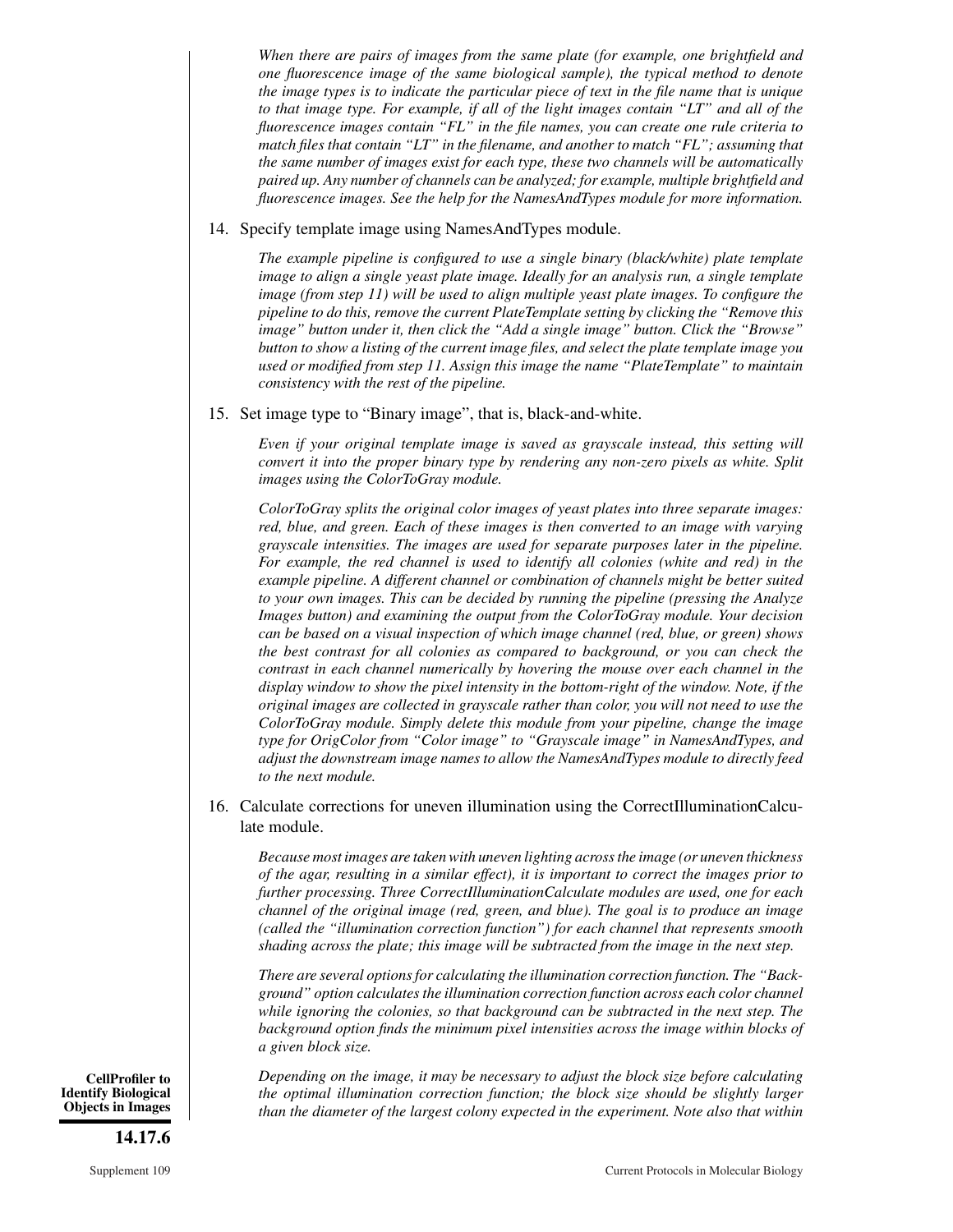*When there are pairs of images from the same plate (for example, one brightfield and one fluorescence image of the same biological sample), the typical method to denote the image types is to indicate the particular piece of text in the file name that is unique to that image type. For example, if all of the light images contain "LT" and all of the fluorescence images contain "FL" in the file names, you can create one rule criteria to match files that contain "LT" in the filename, and another to match "FL"; assuming that the same number of images exist for each type, these two channels will be automatically paired up. Any number of channels can be analyzed; for example, multiple brightfield and fluorescence images. See the help for the NamesAndTypes module for more information.*

14. Specify template image using NamesAndTypes module.

    *The example pipeline is configured to use a single binary (black/white) plate template image to align a single yeast plate image. Ideally for an analysis run, a single template image (from step 11) will be used to align multiple yeast plate images. To configure the pipeline to do this, remove the current PlateTemplate setting by clicking the "Remove this image" button under it, then click the "Add a single image" button. Click the "Browse" button to show a listing of the current image files, and select the plate template image you used or modified from step 11. Assign this image the name "PlateTemplate" to maintain consistency with the rest of the pipeline.*

15. Set image type to "Binary image", that is, black-and-white.

    *Even if your original template image is saved as grayscale instead, this setting will convert it into the proper binary type by rendering any non-zero pixels as white. Split images using the ColorToGray module.*

    *ColorToGray splits the original color images of yeast plates into three separate images: red, blue, and green. Each of these images is then converted to an image with varying grayscale intensities. The images are used for separate purposes later in the pipeline. For example, the red channel is used to identify all colonies (white and red) in the example pipeline. A different channel or combination of channels might be better suited to your own images. This can be decided by running the pipeline (pressing the Analyze Images button) and examining the output from the ColorToGray module. Your decision can be based on a visual inspection of which image channel (red, blue, or green) shows the best contrast for all colonies as compared to background, or you can check the contrast in each channel numerically by hovering the mouse over each channel in the display window to show the pixel intensity in the bottom-right of the window. Note, if the original images are collected in grayscale rather than color, you will not need to use the ColorToGray module. Simply delete this module from your pipeline, change the image type for OrigColor from "Color image" to "Grayscale image" in NamesAndTypes, and adjust the downstream image names to allow the NamesAndTypes module to directly feed to the next module.*

16. Calculate corrections for uneven illumination using the CorrectIlluminationCalculate module.

    *Because most images are taken with uneven lighting across the image (or uneven thickness of the agar, resulting in a similar effect), it is important to correct the images prior to further processing. Three CorrectIlluminationCalculate modules are used, one for each channel of the original image (red, green, and blue). The goal is to produce an image (called the "illumination correction function") for each channel that represents smooth shading across the plate; this image will be subtracted from the image in the next step.*

    *There are several options for calculating the illumination correction function. The "Background" option calculates the illumination correction function across each color channel while ignoring the colonies, so that background can be subtracted in the next step. The background option finds the minimum pixel intensities across the image within blocks of a given block size.*

    *Depending on the image, it may be necessary to adjust the block size before calculating the optimal illumination correction function; the block size should be slightly larger than the diameter of the largest colony expected in the experiment. Note also that within*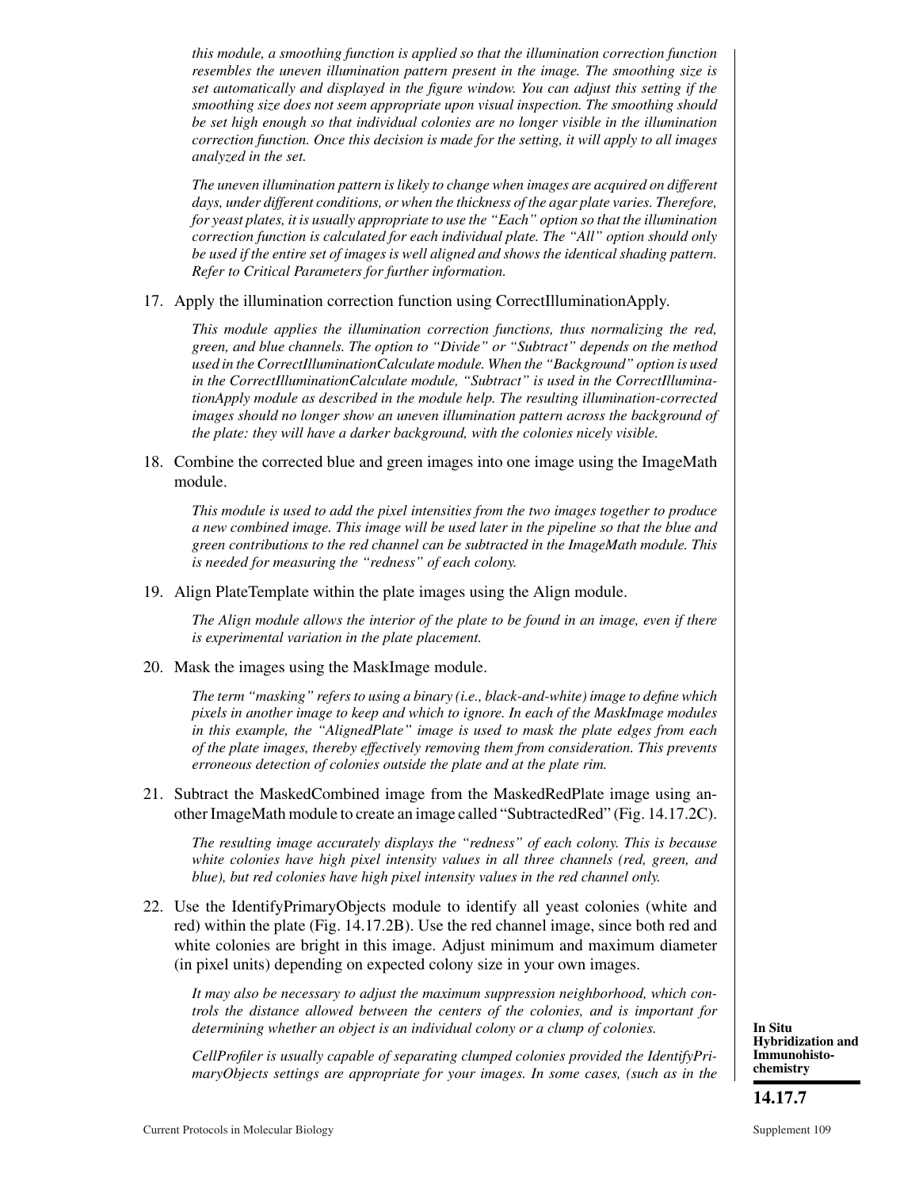*this module, a smoothing function is applied so that the illumination correction function resembles the uneven illumination pattern present in the image. The smoothing size is set automatically and displayed in the figure window. You can adjust this setting if the smoothing size does not seem appropriate upon visual inspection. The smoothing should be set high enough so that individual colonies are no longer visible in the illumination correction function. Once this decision is made for the setting, it will apply to all images analyzed in the set.*

*The uneven illumination pattern is likely to change when images are acquired on different days, under different conditions, or when the thickness of the agar plate varies. Therefore, for yeast plates, it is usually appropriate to use the "Each" option so that the illumination correction function is calculated for each individual plate. The "All" option should only be used if the entire set of images is well aligned and shows the identical shading pattern. Refer to Critical Parameters for further information.*

17. Apply the illumination correction function using CorrectIlluminationApply.

    *This module applies the illumination correction functions, thus normalizing the red, green, and blue channels. The option to "Divide" or "Subtract" depends on the method used in the CorrectIlluminationCalculate module. When the "Background" option is used in the CorrectIlluminationCalculate module, "Subtract" is used in the CorrectIlluminationApply module as described in the module help. The resulting illumination-corrected images should no longer show an uneven illumination pattern across the background of the plate: they will have a darker background, with the colonies nicely visible.*

18. Combine the corrected blue and green images into one image using the ImageMath module.

    *This module is used to add the pixel intensities from the two images together to produce a new combined image. This image will be used later in the pipeline so that the blue and green contributions to the red channel can be subtracted in the ImageMath module. This is needed for measuring the "redness" of each colony.*

19. Align PlateTemplate within the plate images using the Align module.

    *The Align module allows the interior of the plate to be found in an image, even if there is experimental variation in the plate placement.*

20. Mask the images using the MaskImage module.

    *The term "masking" refers to using a binary (i.e., black-and-white) image to define which pixels in another image to keep and which to ignore. In each of the MaskImage modules in this example, the "AlignedPlate" image is used to mask the plate edges from each of the plate images, thereby effectively removing them from consideration. This prevents erroneous detection of colonies outside the plate and at the plate rim.*

21. Subtract the MaskedCombined image from the MaskedRedPlate image using another ImageMath module to create an image called "SubtractedRed" (Fig. 14.17.2C).

    *The resulting image accurately displays the "redness" of each colony. This is because white colonies have high pixel intensity values in all three channels (red, green, and blue), but red colonies have high pixel intensity values in the red channel only.*

22. Use the IdentifyPrimaryObjects module to identify all yeast colonies (white and red) within the plate (Fig. 14.17.2B). Use the red channel image, since both red and white colonies are bright in this image. Adjust minimum and maximum diameter (in pixel units) depending on expected colony size in your own images.

    *It may also be necessary to adjust the maximum suppression neighborhood, which controls the distance allowed between the centers of the colonies, and is important for determining whether an object is an individual colony or a clump of colonies.*

    *CellProfiler is usually capable of separating clumped colonies provided the IdentifyPrimaryObjects settings are appropriate for your images. In some cases, (such as in the*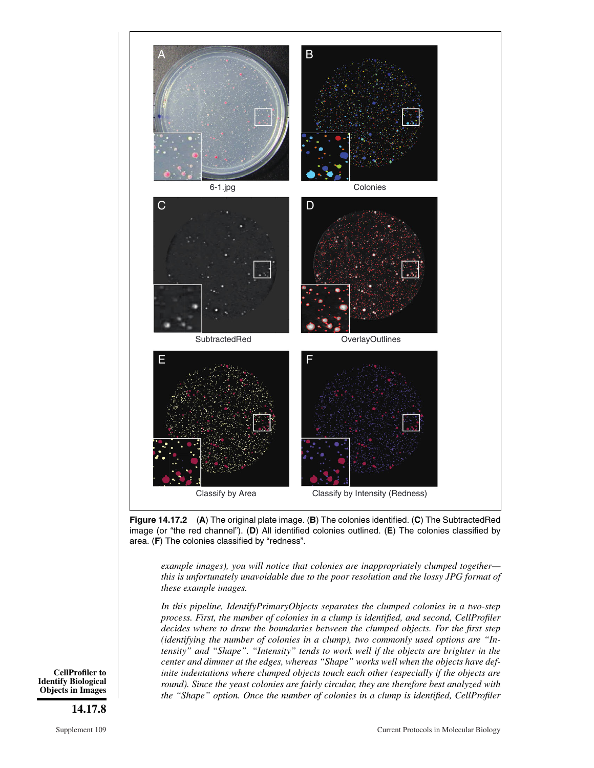**Figure 14.17.2** (**A**) The original plate image. (**B**) The colonies identified. (**C**) The SubtractedRed image (or "the red channel"). (**D**) All identified colonies outlined. (**E**) The colonies classified by area. (**F**) The colonies classified by "redness".

*example images), you will notice that colonies are inappropriately clumped together—this is unfortunately unavoidable due to the poor resolution and the lossy JPG format of these example images.*

*In this pipeline, IdentifyPrimaryObjects separates the clumped colonies in a two-step process. First, the number of colonies in a clump is identified, and second, CellProfiler decides where to draw the boundaries between the clumped objects. For the first step (identifying the number of colonies in a clump), two commonly used options are "Intensity" and "Shape". "Intensity" tends to work well if the objects are brighter in the center and dimmer at the edges, whereas "Shape" works well when the objects have definite indentations where clumped objects touch each other (especially if the objects are round). Since the yeast colonies are fairly circular, they are therefore best analyzed with the "Shape" option. Once the number of colonies in a clump is identified, CellProfiler*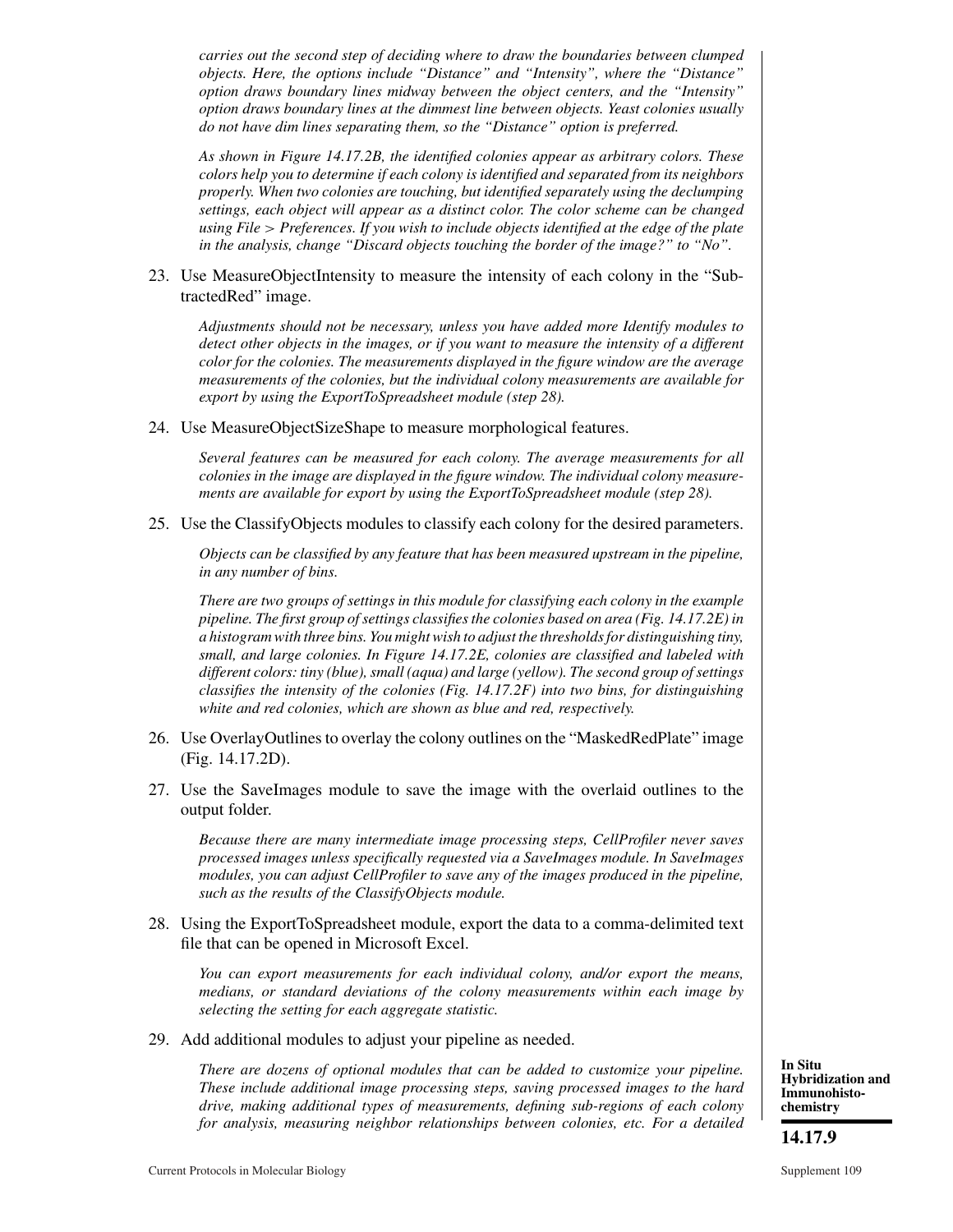*carries out the second step of deciding where to draw the boundaries between clumped objects. Here, the options include "Distance" and "Intensity", where the "Distance" option draws boundary lines midway between the object centers, and the "Intensity" option draws boundary lines at the dimmest line between objects. Yeast colonies usually do not have dim lines separating them, so the "Distance" option is preferred.*

*As shown in Figure 14.17.2B, the identified colonies appear as arbitrary colors. These colors help you to determine if each colony is identified and separated from its neighbors properly. When two colonies are touching, but identified separately using the declumping settings, each object will appear as a distinct color. The color scheme can be changed using File > Preferences. If you wish to include objects identified at the edge of the plate in the analysis, change "Discard objects touching the border of the image?" to "No".*

23. Use MeasureObjectIntensity to measure the intensity of each colony in the "SubtractedRed" image.

    *Adjustments should not be necessary, unless you have added more Identify modules to detect other objects in the images, or if you want to measure the intensity of a different color for the colonies. The measurements displayed in the figure window are the average measurements of the colonies, but the individual colony measurements are available for export by using the ExportToSpreadsheet module (step 28).*

24. Use MeasureObjectSizeShape to measure morphological features.

    *Several features can be measured for each colony. The average measurements for all colonies in the image are displayed in the figure window. The individual colony measurements are available for export by using the ExportToSpreadsheet module (step 28).*

25. Use the ClassifyObjects modules to classify each colony for the desired parameters.

    *Objects can be classified by any feature that has been measured upstream in the pipeline, in any number of bins.*

    *There are two groups of settings in this module for classifying each colony in the example pipeline. The first group of settings classifies the colonies based on area (Fig. 14.17.2E) in a histogram with three bins. You might wish to adjust the thresholds for distinguishing tiny, small, and large colonies. In Figure 14.17.2E, colonies are classified and labeled with different colors: tiny (blue), small (aqua) and large (yellow). The second group of settings classifies the intensity of the colonies (Fig. 14.17.2F) into two bins, for distinguishing white and red colonies, which are shown as blue and red, respectively.*

26. Use OverlayOutlines to overlay the colony outlines on the "MaskedRedPlate" image (Fig. 14.17.2D).

27. Use the SaveImages module to save the image with the overlaid outlines to the output folder.

    *Because there are many intermediate image processing steps, CellProfiler never saves processed images unless specifically requested via a SaveImages module. In SaveImages modules, you can adjust CellProfiler to save any of the images produced in the pipeline, such as the results of the ClassifyObjects module.*

28. Using the ExportToSpreadsheet module, export the data to a comma-delimited text file that can be opened in Microsoft Excel.

    *You can export measurements for each individual colony, and/or export the means, medians, or standard deviations of the colony measurements within each image by selecting the setting for each aggregate statistic.*

29. Add additional modules to adjust your pipeline as needed.

    *There are dozens of optional modules that can be added to customize your pipeline. These include additional image processing steps, saving processed images to the hard drive, making additional types of measurements, defining sub-regions of each colony for analysis, measuring neighbor relationships between colonies, etc. For a detailed*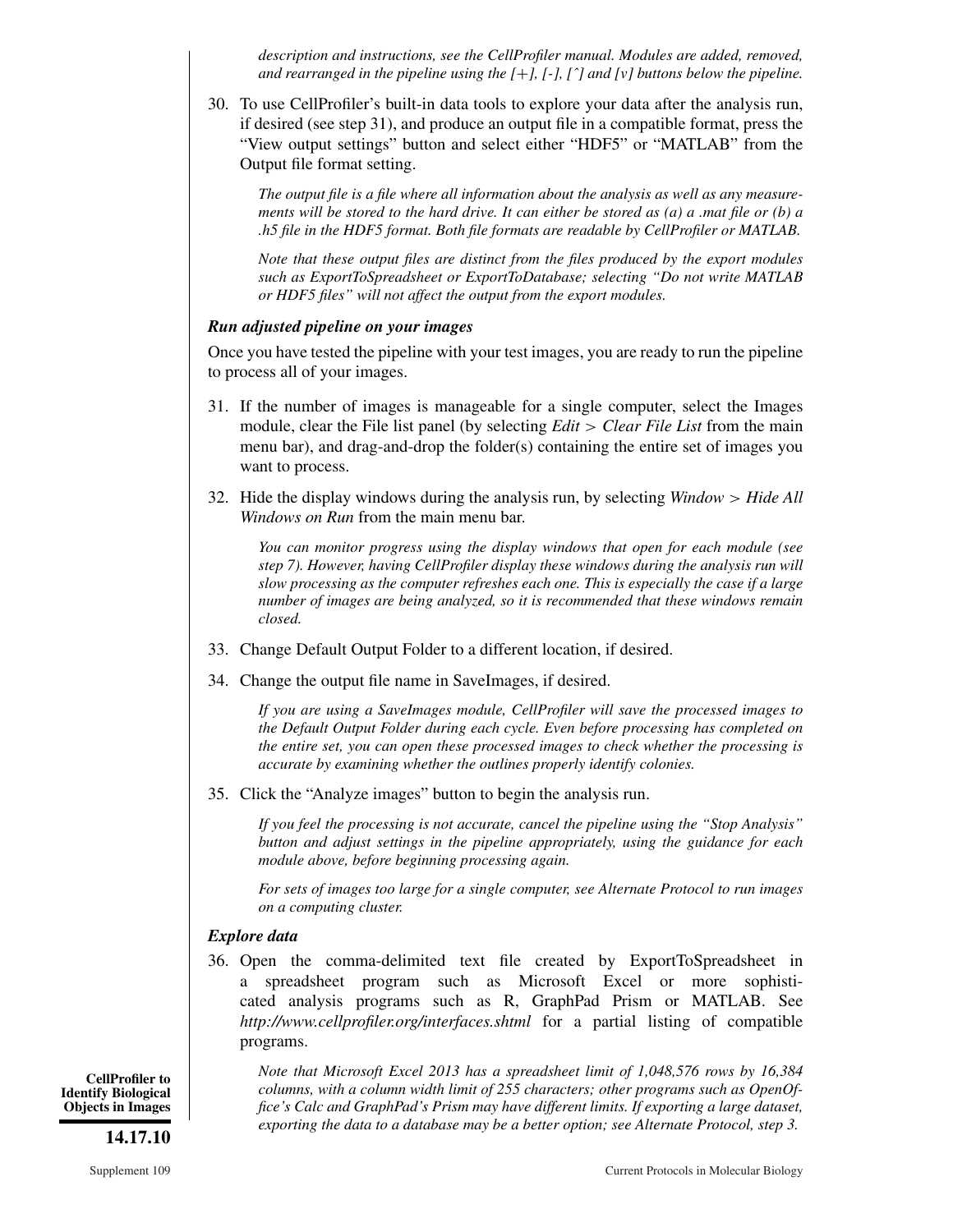*description and instructions, see the CellProfiler manual. Modules are added, removed, and rearranged in the pipeline using the [+], [-], [^] and [v] buttons below the pipeline.*

30. To use CellProfiler's built-in data tools to explore your data after the analysis run, if desired (see step 31), and produce an output file in a compatible format, press the "View output settings" button and select either "HDF5" or "MATLAB" from the Output file format setting.

    *The output file is a file where all information about the analysis as well as any measurements will be stored to the hard drive. It can either be stored as (a) a .mat file or (b) a .h5 file in the HDF5 format. Both file formats are readable by CellProfiler or MATLAB.*

    *Note that these output files are distinct from the files produced by the export modules such as ExportToSpreadsheet or ExportToDatabase; selecting "Do not write MATLAB or HDF5 files" will not affect the output from the export modules.*

### *Run adjusted pipeline on your images*

Once you have tested the pipeline with your test images, you are ready to run the pipeline to process all of your images.

31. If the number of images is manageable for a single computer, select the Images module, clear the File list panel (by selecting *Edit > Clear File List* from the main menu bar), and drag-and-drop the folder(s) containing the entire set of images you want to process.

32. Hide the display windows during the analysis run, by selecting *Window > Hide All Windows on Run* from the main menu bar.

    *You can monitor progress using the display windows that open for each module (see step 7). However, having CellProfiler display these windows during the analysis run will slow processing as the computer refreshes each one. This is especially the case if a large number of images are being analyzed, so it is recommended that these windows remain closed.*

33. Change Default Output Folder to a different location, if desired.

34. Change the output file name in SaveImages, if desired.

    *If you are using a SaveImages module, CellProfiler will save the processed images to the Default Output Folder during each cycle. Even before processing has completed on the entire set, you can open these processed images to check whether the processing is accurate by examining whether the outlines properly identify colonies.*

35. Click the "Analyze images" button to begin the analysis run.

    *If you feel the processing is not accurate, cancel the pipeline using the "Stop Analysis" button and adjust settings in the pipeline appropriately, using the guidance for each module above, before beginning processing again.*

    *For sets of images too large for a single computer, see Alternate Protocol to run images on a computing cluster.*

### *Explore data*

36. Open the comma-delimited text file created by ExportToSpreadsheet in a spreadsheet program such as Microsoft Excel or more sophisticated analysis programs such as R, GraphPad Prism or MATLAB. See *http://www.cellprofiler.org/interfaces.shtml* for a partial listing of compatible programs.

    *Note that Microsoft Excel 2013 has a spreadsheet limit of 1,048,576 rows by 16,384 columns, with a column width limit of 255 characters; other programs such as OpenOffice's Calc and GraphPad's Prism may have different limits. If exporting a large dataset, exporting the data to a database may be a better option; see Alternate Protocol, step 3.*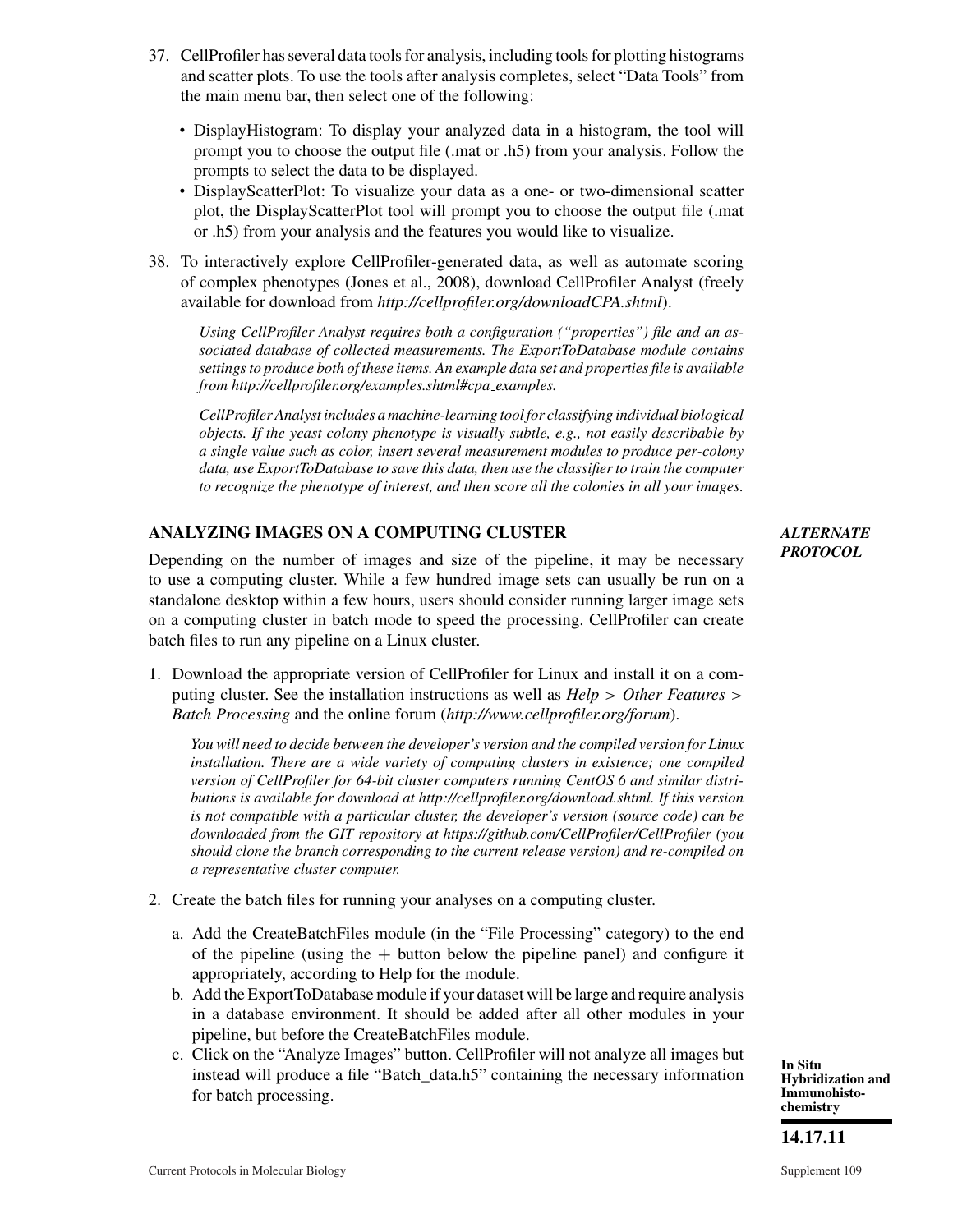37. CellProfiler has several data tools for analysis, including tools for plotting histograms and scatter plots. To use the tools after analysis completes, select "Data Tools" from the main menu bar, then select one of the following:

   - DisplayHistogram: To display your analyzed data in a histogram, the tool will prompt you to choose the output file (.mat or .h5) from your analysis. Follow the prompts to select the data to be displayed.
   - DisplayScatterPlot: To visualize your data as a one- or two-dimensional scatter plot, the DisplayScatterPlot tool will prompt you to choose the output file (.mat or .h5) from your analysis and the features you would like to visualize.

38. To interactively explore CellProfiler-generated data, as well as automate scoring of complex phenotypes (Jones et al., 2008), download CellProfiler Analyst (freely available for download from *http://cellprofiler.org/downloadCPA.shtml*).

   *Using CellProfiler Analyst requires both a configuration ("properties") file and an associated database of collected measurements. The ExportToDatabase module contains settings to produce both of these items. An example data set and properties file is available from http://cellprofiler.org/examples.shtml#cpa_examples.*

   *CellProfiler Analyst includes a machine-learning tool for classifying individual biological objects. If the yeast colony phenotype is visually subtle, e.g., not easily describable by a single value such as color, insert several measurement modules to produce per-colony data, use ExportToDatabase to save this data, then use the classifier to train the computer to recognize the phenotype of interest, and then score all the colonies in all your images.*

## ANALYZING IMAGES ON A COMPUTING CLUSTER

*ALTERNATE PROTOCOL*

Depending on the number of images and size of the pipeline, it may be necessary to use a computing cluster. While a few hundred image sets can usually be run on a standalone desktop within a few hours, users should consider running larger image sets on a computing cluster in batch mode to speed the processing. CellProfiler can create batch files to run any pipeline on a Linux cluster.

1. Download the appropriate version of CellProfiler for Linux and install it on a computing cluster. See the installation instructions as well as *Help > Other Features > Batch Processing* and the online forum (*http://www.cellprofiler.org/forum*).

   *You will need to decide between the developer's version and the compiled version for Linux installation. There are a wide variety of computing clusters in existence; one compiled version of CellProfiler for 64-bit cluster computers running CentOS 6 and similar distributions is available for download at http://cellprofiler.org/download.shtml. If this version is not compatible with a particular cluster, the developer's version (source code) can be downloaded from the GIT repository at https://github.com/CellProfiler/CellProfiler (you should clone the branch corresponding to the current release version) and re-compiled on a representative cluster computer.*

2. Create the batch files for running your analyses on a computing cluster.

   a. Add the CreateBatchFiles module (in the "File Processing" category) to the end of the pipeline (using the + button below the pipeline panel) and configure it appropriately, according to Help for the module.

   b. Add the ExportToDatabase module if your dataset will be large and require analysis in a database environment. It should be added after all other modules in your pipeline, but before the CreateBatchFiles module.

   c. Click on the "Analyze Images" button. CellProfiler will not analyze all images but instead will produce a file "Batch_data.h5" containing the necessary information for batch processing.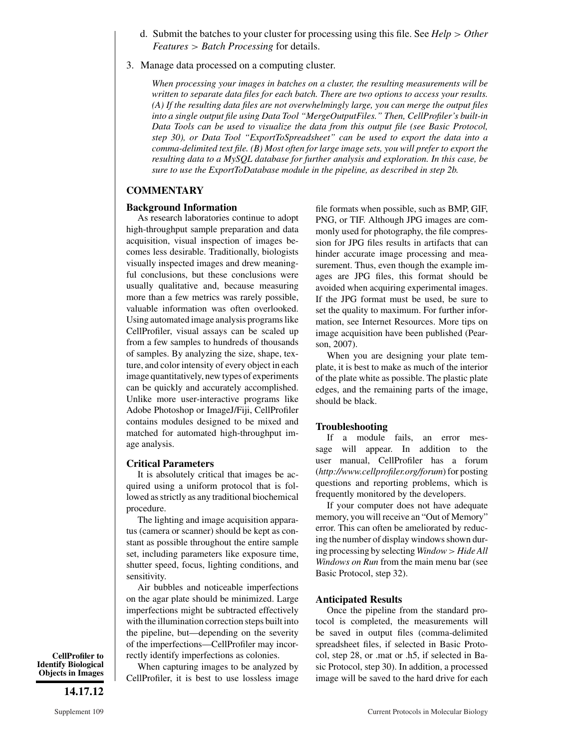d. Submit the batches to your cluster for processing using this file. See *Help > Other Features > Batch Processing* for details.

3. Manage data processed on a computing cluster.

   *When processing your images in batches on a cluster, the resulting measurements will be written to separate data files for each batch. There are two options to access your results. (A) If the resulting data files are not overwhelmingly large, you can merge the output files into a single output file using Data Tool "MergeOutputFiles." Then, CellProfiler's built-in Data Tools can be used to visualize the data from this output file (see Basic Protocol, step 30), or Data Tool "ExportToSpreadsheet" can be used to export the data into a comma-delimited text file. (B) Most often for large image sets, you will prefer to export the resulting data to a MySQL database for further analysis and exploration. In this case, be sure to use the ExportToDatabase module in the pipeline, as described in step 2b.*

## COMMENTARY

### Background Information

As research laboratories continue to adopt high-throughput sample preparation and data acquisition, visual inspection of images becomes less desirable. Traditionally, biologists visually inspected images and drew meaningful conclusions, but these conclusions were usually qualitative and, because measuring more than a few metrics was rarely possible, valuable information was often overlooked. Using automated image analysis programs like CellProfiler, visual assays can be scaled up from a few samples to hundreds of thousands of samples. By analyzing the size, shape, texture, and color intensity of every object in each image quantitatively, new types of experiments can be quickly and accurately accomplished. Unlike more user-interactive programs like Adobe Photoshop or ImageJ/Fiji, CellProfiler contains modules designed to be mixed and matched for automated high-throughput image analysis.

### Critical Parameters

It is absolutely critical that images be acquired using a uniform protocol that is followed as strictly as any traditional biochemical procedure.

The lighting and image acquisition apparatus (camera or scanner) should be kept as constant as possible throughout the entire sample set, including parameters like exposure time, shutter speed, focus, lighting conditions, and sensitivity.

Air bubbles and noticeable imperfections on the agar plate should be minimized. Large imperfections might be subtracted effectively with the illumination correction steps built into the pipeline, but—depending on the severity of the imperfections—CellProfiler may incorrectly identify imperfections as colonies.

When capturing images to be analyzed by CellProfiler, it is best to use lossless image file formats when possible, such as BMP, GIF, PNG, or TIF. Although JPG images are commonly used for photography, the file compression for JPG files results in artifacts that can hinder accurate image processing and measurement. Thus, even though the example images are JPG files, this format should be avoided when acquiring experimental images. If the JPG format must be used, be sure to set the quality to maximum. For further information, see Internet Resources. More tips on image acquisition have been published (Pearson, 2007).

When you are designing your plate template, it is best to make as much of the interior of the plate white as possible. The plastic plate edges, and the remaining parts of the image, should be black.

### Troubleshooting

If a module fails, an error message will appear. In addition to the user manual, CellProfiler has a forum (*http://www.cellprofiler.org/forum*) for posting questions and reporting problems, which is frequently monitored by the developers.

If your computer does not have adequate memory, you will receive an "Out of Memory" error. This can often be ameliorated by reducing the number of display windows shown during processing by selecting *Window > Hide All Windows on Run* from the main menu bar (see Basic Protocol, step 32).

### Anticipated Results

Once the pipeline from the standard protocol is completed, the measurements will be saved in output files (comma-delimited spreadsheet files, if selected in Basic Protocol, step 28, or .mat or .h5, if selected in Basic Protocol, step 30). In addition, a processed image will be saved to the hard drive for each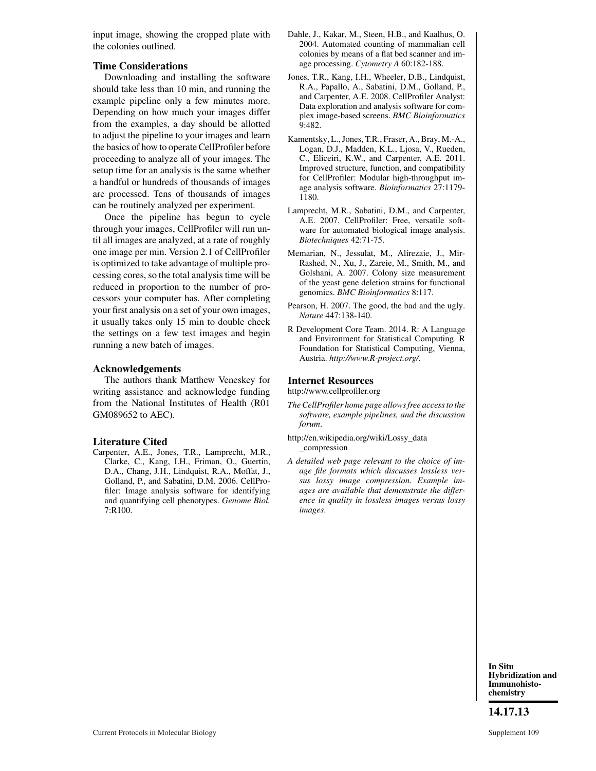input image, showing the cropped plate with the colonies outlined.

### Time Considerations

Downloading and installing the software should take less than 10 min, and running the example pipeline only a few minutes more. Depending on how much your images differ from the examples, a day should be allotted to adjust the pipeline to your images and learn the basics of how to operate CellProfiler before proceeding to analyze all of your images. The setup time for an analysis is the same whether a handful or hundreds of thousands of images are processed. Tens of thousands of images can be routinely analyzed per experiment.

Once the pipeline has begun to cycle through your images, CellProfiler will run until all images are analyzed, at a rate of roughly one image per min. Version 2.1 of CellProfiler is optimized to take advantage of multiple processing cores, so the total analysis time will be reduced in proportion to the number of processors your computer has. After completing your first analysis on a set of your own images, it usually takes only 15 min to double check the settings on a few test images and begin running a new batch of images.

### Acknowledgements

The authors thank Matthew Veneskey for writing assistance and acknowledge funding from the National Institutes of Health (R01 GM089652 to AEC).

### Literature Cited

Carpenter, A.E., Jones, T.R., Lamprecht, M.R., Clarke, C., Kang, I.H., Friman, O., Guertin, D.A., Chang, J.H., Lindquist, R.A., Moffat, J., Golland, P., and Sabatini, D.M. 2006. CellProfiler: Image analysis software for identifying and quantifying cell phenotypes. *Genome Biol.* 7:R100.

Dahle, J., Kakar, M., Steen, H.B., and Kaalhus, O. 2004. Automated counting of mammalian cell colonies by means of a flat bed scanner and image processing. *Cytometry A* 60:182-188.

Jones, T.R., Kang, I.H., Wheeler, D.B., Lindquist, R.A., Papallo, A., Sabatini, D.M., Golland, P., and Carpenter, A.E. 2008. CellProfiler Analyst: Data exploration and analysis software for complex image-based screens. *BMC Bioinformatics* 9:482.

Kamentsky, L., Jones, T.R., Fraser, A., Bray, M.-A., Logan, D.J., Madden, K.L., Ljosa, V., Rueden, C., Eliceiri, K.W., and Carpenter, A.E. 2011. Improved structure, function, and compatibility for CellProfiler: Modular high-throughput image analysis software. *Bioinformatics* 27:1179-1180.

Lamprecht, M.R., Sabatini, D.M., and Carpenter, A.E. 2007. CellProfiler: Free, versatile software for automated biological image analysis. *Biotechniques* 42:71-75.

Memarian, N., Jessulat, M., Alirezaie, J., Mir-Rashed, N., Xu, J., Zareie, M., Smith, M., and Golshani, A. 2007. Colony size measurement of the yeast gene deletion strains for functional genomics. *BMC Bioinformatics* 8:117.

Pearson, H. 2007. The good, the bad and the ugly. *Nature* 447:138-140.

R Development Core Team. 2014. R: A Language and Environment for Statistical Computing. R Foundation for Statistical Computing, Vienna, Austria. *http://www.R-project.org/*.

### Internet Resources

http://www.cellprofiler.org

*The CellProfiler home page allows free access to the software, example pipelines, and the discussion forum.*

http://en.wikipedia.org/wiki/Lossy_data_compression

*A detailed web page relevant to the choice of image file formats which discusses lossless versus lossy image compression. Example images are available that demonstrate the difference in quality in lossless images versus lossy images.*